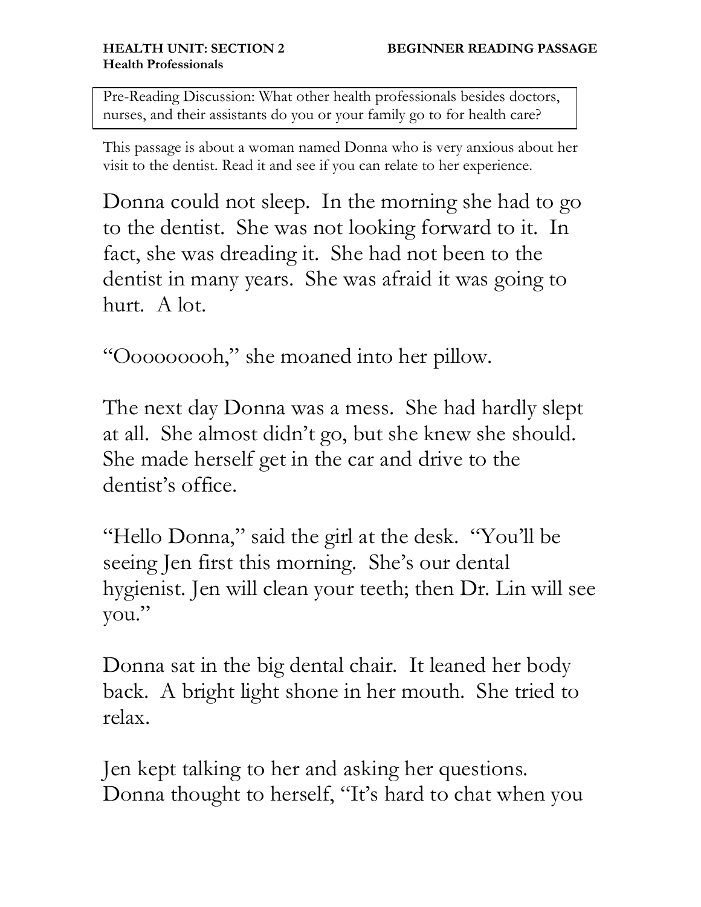**HEALTH UNIT: SECTION 2** **BEGINNER READING PASSAGE**
**Health Professionals**

Pre-Reading Discussion: What other health professionals besides doctors, nurses, and their assistants do you or your family go to for health care?

This passage is about a woman named Donna who is very anxious about her visit to the dentist. Read it and see if you can relate to her experience.

Donna could not sleep. In the morning she had to go to the dentist. She was not looking forward to it. In fact, she was dreading it. She had not been to the dentist in many years. She was afraid it was going to hurt. A lot.

"Oooooooh," she moaned into her pillow.

The next day Donna was a mess. She had hardly slept at all. She almost didn't go, but she knew she should. She made herself get in the car and drive to the dentist's office.

"Hello Donna," said the girl at the desk. "You'll be seeing Jen first this morning. She's our dental hygienist. Jen will clean your teeth; then Dr. Lin will see you."

Donna sat in the big dental chair. It leaned her body back. A bright light shone in her mouth. She tried to relax.

Jen kept talking to her and asking her questions. Donna thought to herself, "It's hard to chat when you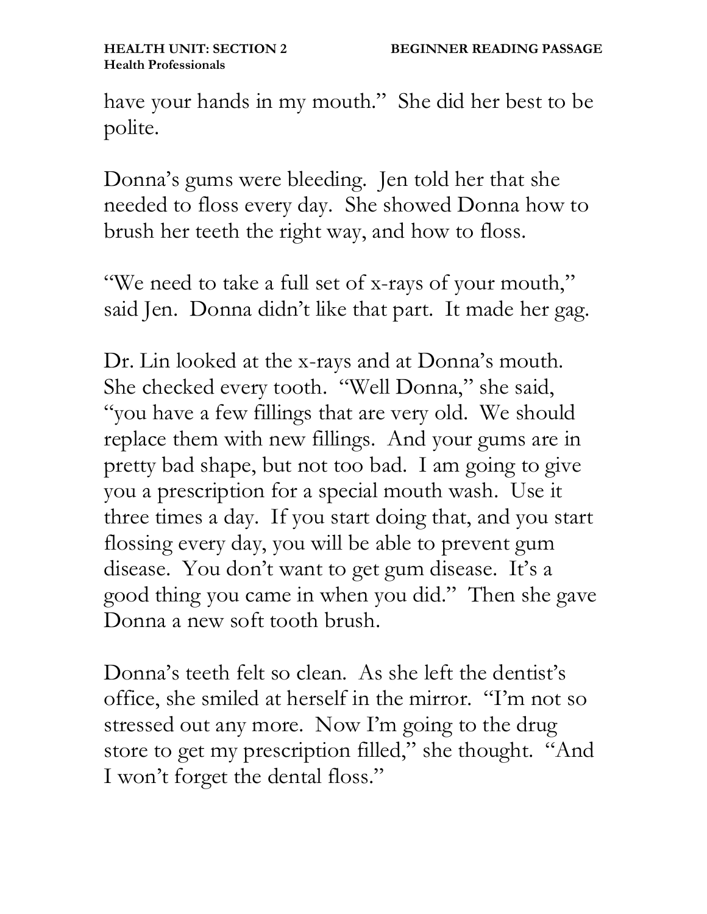have your hands in my mouth." She did her best to be polite.

Donna's gums were bleeding. Jen told her that she needed to floss every day. She showed Donna how to brush her teeth the right way, and how to floss.

"We need to take a full set of x-rays of your mouth," said Jen. Donna didn't like that part. It made her gag.

Dr. Lin looked at the x-rays and at Donna's mouth. She checked every tooth. "Well Donna," she said, "you have a few fillings that are very old. We should replace them with new fillings. And your gums are in pretty bad shape, but not too bad. I am going to give you a prescription for a special mouth wash. Use it three times a day. If you start doing that, and you start flossing every day, you will be able to prevent gum disease. You don't want to get gum disease. It's a good thing you came in when you did." Then she gave Donna a new soft tooth brush.

Donna's teeth felt so clean. As she left the dentist's office, she smiled at herself in the mirror. "I'm not so stressed out any more. Now I'm going to the drug store to get my prescription filled," she thought. "And I won't forget the dental floss."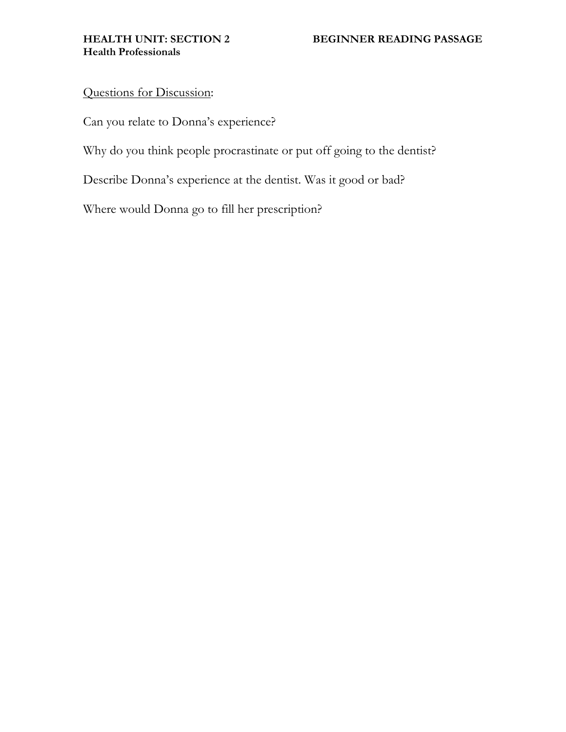Questions for Discussion:

Can you relate to Donna's experience?

Why do you think people procrastinate or put off going to the dentist?

Describe Donna's experience at the dentist. Was it good or bad?

Where would Donna go to fill her prescription?